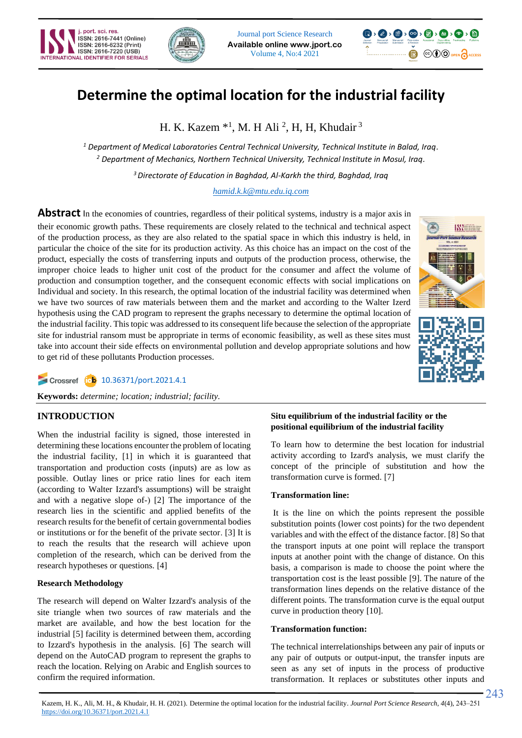# Determine the optimal location for the industrial facility

H. K. Kazem *[1], M. H Ali [2], H, H, Khudair [3]

[1] *Department of Medical Laboratories Central Technical University, Technical Institute in Balad, Iraq.*
[2] *Department of Mechanics, Northern Technical University, Technical Institute in Mosul, Iraq.*
[3] *Directorate of Education in Baghdad, Al-Karkh the third, Baghdad, Iraq*

*hamid.k.k@mtu.edu.iq.com*

**Abstract** In the economies of countries, regardless of their political systems, industry is a major axis in their economic growth paths. These requirements are closely related to the technical and technical aspect of the production process, as they are also related to the spatial space in which this industry is held, in particular the choice of the site for its production activity. As this choice has an impact on the cost of the product, especially the costs of transferring inputs and outputs of the production process, otherwise, the improper choice leads to higher unit cost of the product for the consumer and affect the volume of production and consumption together, and the consequent economic effects with social implications on Individual and society. In this research, the optimal location of the industrial facility was determined when we have two sources of raw materials between them and the market and according to the Walter Izerd hypothesis using the CAD program to represent the graphs necessary to determine the optimal location of the industrial facility. This topic was addressed to its consequent life because the selection of the appropriate site for industrial ransom must be appropriate in terms of economic feasibility, as well as these sites must take into account their side effects on environmental pollution and develop appropriate solutions and how to get rid of these pollutants Production processes.

Crossref 10.36371/port.2021.4.1

**Keywords:** *determine; location; industrial; facility.*

## INTRODUCTION

When the industrial facility is signed, those interested in determining these locations encounter the problem of locating the industrial facility, [1] in which it is guaranteed that transportation and production costs (inputs) are as low as possible. Outlay lines or price ratio lines for each item (according to Walter Izzard's assumptions) will be straight and with a negative slope of-) [2] The importance of the research lies in the scientific and applied benefits of the research results for the benefit of certain governmental bodies or institutions or for the benefit of the private sector. [3] It is to reach the results that the research will achieve upon completion of the research, which can be derived from the research hypotheses or questions. [4]

### Research Methodology

The research will depend on Walter Izzard's analysis of the site triangle when two sources of raw materials and the market are available, and how the best location for the industrial [5] facility is determined between them, according to Izzard's hypothesis in the analysis. [6] The search will depend on the AutoCAD program to represent the graphs to reach the location. Relying on Arabic and English sources to confirm the required information.

### Situ equilibrium of the industrial facility or the positional equilibrium of the industrial facility

To learn how to determine the best location for industrial activity according to Izard's analysis, we must clarify the concept of the principle of substitution and how the transformation curve is formed. [7]

### Transformation line:

It is the line on which the points represent the possible substitution points (lower cost points) for the two dependent variables and with the effect of the distance factor. [8] So that the transport inputs at one point will replace the transport inputs at another point with the change of distance. On this basis, a comparison is made to choose the point where the transportation cost is the least possible [9]. The nature of the transformation lines depends on the relative distance of the different points. The transformation curve is the equal output curve in production theory [10].

### Transformation function:

The technical interrelationships between any pair of inputs or any pair of outputs or output-input, the transfer inputs are seen as any set of inputs in the process of productive transformation. It replaces or substitutes other inputs and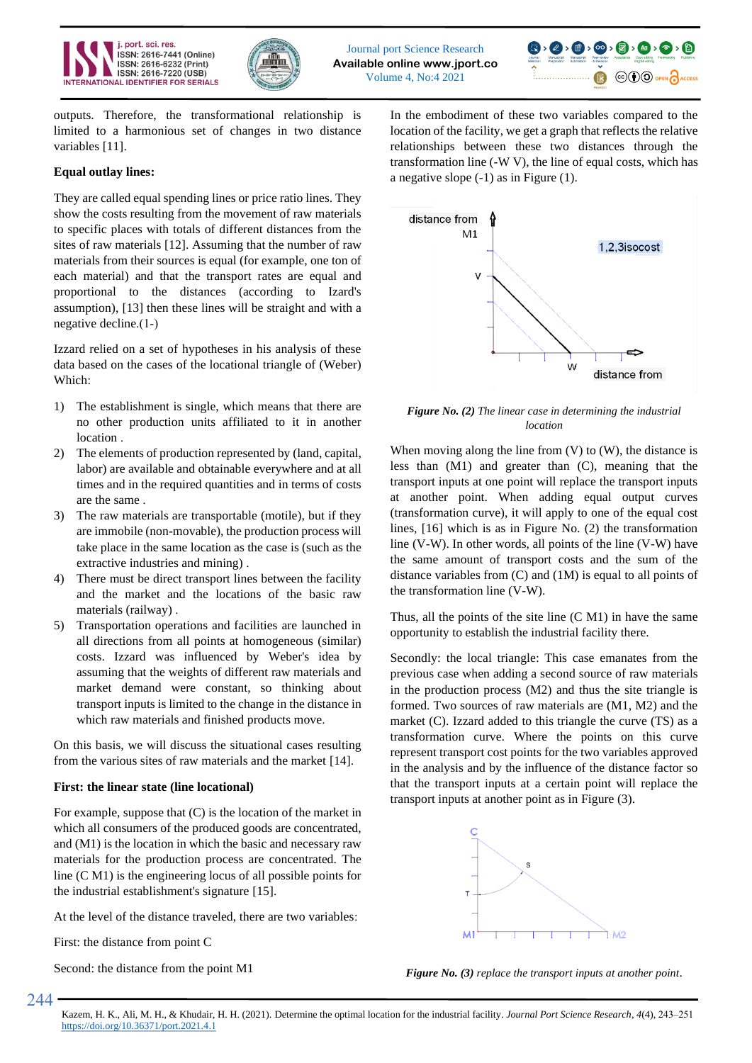outputs. Therefore, the transformational relationship is limited to a harmonious set of changes in two distance variables [11].

**Equal outlay lines:**

They are called equal spending lines or price ratio lines. They show the costs resulting from the movement of raw materials to specific places with totals of different distances from the sites of raw materials [12]. Assuming that the number of raw materials from their sources is equal (for example, one ton of each material) and that the transport rates are equal and proportional to the distances (according to Izard's assumption), [13] then these lines will be straight and with a negative decline.(1-)

Izzard relied on a set of hypotheses in his analysis of these data based on the cases of the locational triangle of (Weber) Which:

1) The establishment is single, which means that there are no other production units affiliated to it in another location .
2) The elements of production represented by (land, capital, labor) are available and obtainable everywhere and at all times and in the required quantities and in terms of costs are the same .
3) The raw materials are transportable (motile), but if they are immobile (non-movable), the production process will take place in the same location as the case is (such as the extractive industries and mining) .
4) There must be direct transport lines between the facility and the market and the locations of the basic raw materials (railway) .
5) Transportation operations and facilities are launched in all directions from all points at homogeneous (similar) costs. Izzard was influenced by Weber's idea by assuming that the weights of different raw materials and market demand were constant, so thinking about transport inputs is limited to the change in the distance in which raw materials and finished products move.

On this basis, we will discuss the situational cases resulting from the various sites of raw materials and the market [14].

**First: the linear state (line locational)**

For example, suppose that (C) is the location of the market in which all consumers of the produced goods are concentrated, and (M1) is the location in which the basic and necessary raw materials for the production process are concentrated. The line (C M1) is the engineering locus of all possible points for the industrial establishment's signature [15].

At the level of the distance traveled, there are two variables:

First: the distance from point C

Second: the distance from the point M1

In the embodiment of these two variables compared to the location of the facility, we get a graph that reflects the relative relationships between these two distances through the transformation line (-W V), the line of equal costs, which has a negative slope (-1) as in Figure (1).

***Figure No. (2)*** *The linear case in determining the industrial location*

When moving along the line from (V) to (W), the distance is less than (M1) and greater than (C), meaning that the transport inputs at one point will replace the transport inputs at another point. When adding equal output curves (transformation curve), it will apply to one of the equal cost lines, [16] which is as in Figure No. (2) the transformation line (V-W). In other words, all points of the line (V-W) have the same amount of transport costs and the sum of the distance variables from (C) and (1M) is equal to all points of the transformation line (V-W).

Thus, all the points of the site line (C M1) in have the same opportunity to establish the industrial facility there.

Secondly: the local triangle: This case emanates from the previous case when adding a second source of raw materials in the production process (M2) and thus the site triangle is formed. Two sources of raw materials are (M1, M2) and the market (C). Izzard added to this triangle the curve (TS) as a transformation curve. Where the points on this curve represent transport cost points for the two variables approved in the analysis and by the influence of the distance factor so that the transport inputs at a certain point will replace the transport inputs at another point as in Figure (3).

***Figure No. (3)*** *replace the transport inputs at another point.*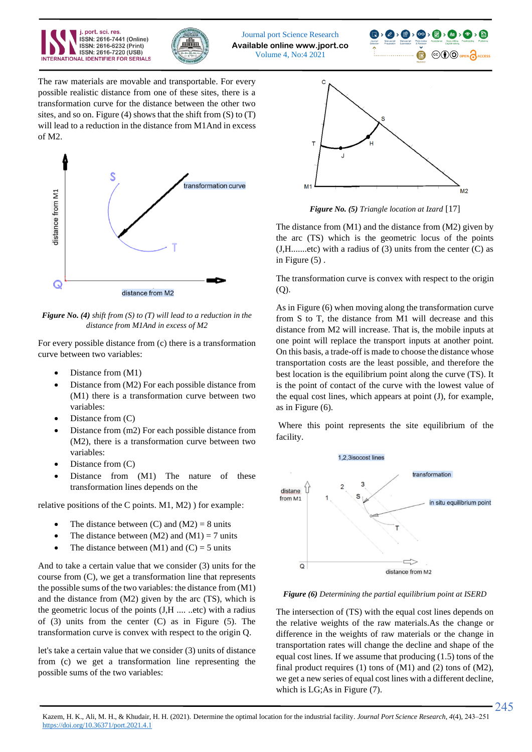The raw materials are movable and transportable. For every possible realistic distance from one of these sites, there is a transformation curve for the distance between the other two sites, and so on. Figure (4) shows that the shift from (S) to (T) will lead to a reduction in the distance from M1And in excess of M2.

***Figure No. (4)*** *shift from (S) to (T) will lead to a reduction in the distance from M1And in excess of M2*

For every possible distance from (c) there is a transformation curve between two variables:

- Distance from (M1)
- Distance from (M2) For each possible distance from (M1) there is a transformation curve between two variables:
- Distance from (C)
- Distance from (m2) For each possible distance from (M2), there is a transformation curve between two variables:
- Distance from (C)
- Distance from (M1) The nature of these transformation lines depends on the

relative positions of the C points. M1, M2) ) for example:

- The distance between (C) and (M2) = 8 units
- The distance between (M2) and (M1) = 7 units
- The distance between (M1) and (C) = 5 units

And to take a certain value that we consider (3) units for the course from (C), we get a transformation line that represents the possible sums of the two variables: the distance from (M1) and the distance from (M2) given by the arc (TS), which is the geometric locus of the points (J,H .... ..etc) with a radius of (3) units from the center (C) as in Figure (5). The transformation curve is convex with respect to the origin Q.

let's take a certain value that we consider (3) units of distance from (c) we get a transformation line representing the possible sums of the two variables:

***Figure No. (5)*** *Triangle location at Izard* [17]

The distance from (M1) and the distance from (M2) given by the arc (TS) which is the geometric locus of the points (J,H.......etc) with a radius of (3) units from the center (C) as in Figure (5) .

The transformation curve is convex with respect to the origin (Q).

As in Figure (6) when moving along the transformation curve from S to T, the distance from M1 will decrease and this distance from M2 will increase. That is, the mobile inputs at one point will replace the transport inputs at another point. On this basis, a trade-off is made to choose the distance whose transportation costs are the least possible, and therefore the best location is the equilibrium point along the curve (TS). It is the point of contact of the curve with the lowest value of the equal cost lines, which appears at point (J), for example, as in Figure (6).

Where this point represents the site equilibrium of the facility.

***Figure (6)*** *Determining the partial equilibrium point at ISERD*

The intersection of (TS) with the equal cost lines depends on the relative weights of the raw materials.As the change or difference in the weights of raw materials or the change in transportation rates will change the decline and shape of the equal cost lines. If we assume that producing (1.5) tons of the final product requires (1) tons of (M1) and (2) tons of (M2), we get a new series of equal cost lines with a different decline, which is LG;As in Figure (7).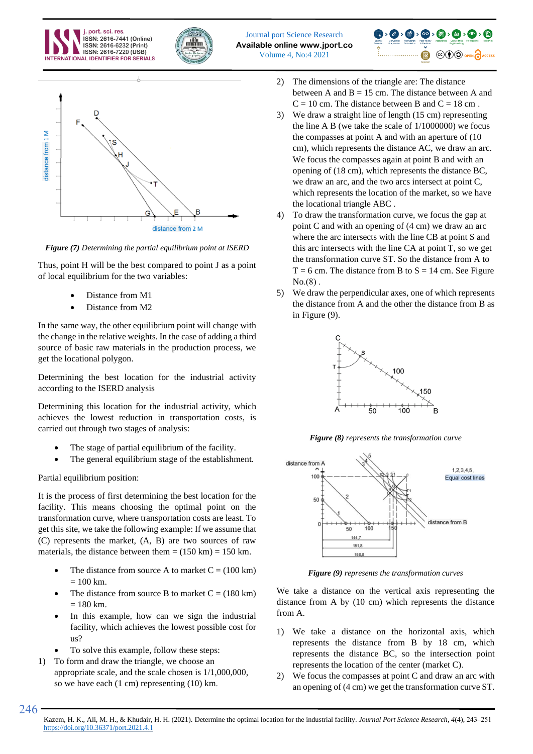*Figure (7) Determining the partial equilibrium point at ISERD*

Thus, point H will be the best compared to point J as a point of local equilibrium for the two variables:

- Distance from M1
- Distance from M2

In the same way, the other equilibrium point will change with the change in the relative weights. In the case of adding a third source of basic raw materials in the production process, we get the locational polygon.

Determining the best location for the industrial activity according to the ISERD analysis

Determining this location for the industrial activity, which achieves the lowest reduction in transportation costs, is carried out through two stages of analysis:

- The stage of partial equilibrium of the facility.
- The general equilibrium stage of the establishment.

Partial equilibrium position:

It is the process of first determining the best location for the facility. This means choosing the optimal point on the transformation curve, where transportation costs are least. To get this site, we take the following example: If we assume that (C) represents the market, (A, B) are two sources of raw materials, the distance between them = (150 km) = 150 km.

- The distance from source A to market C = (100 km) = 100 km.
- The distance from source B to market C = (180 km) = 180 km.
- In this example, how can we sign the industrial facility, which achieves the lowest possible cost for us?
- To solve this example, follow these steps:

1) To form and draw the triangle, we choose an appropriate scale, and the scale chosen is 1/1,000,000, so we have each (1 cm) representing (10) km.
2) The dimensions of the triangle are: The distance between A and B = 15 cm. The distance between A and C = 10 cm. The distance between B and C = 18 cm .
3) We draw a straight line of length (15 cm) representing the line A B (we take the scale of 1/1000000) we focus the compasses at point A and with an aperture of (10 cm), which represents the distance AC, we draw an arc. We focus the compasses again at point B and with an opening of (18 cm), which represents the distance BC, we draw an arc, and the two arcs intersect at point C, which represents the location of the market, so we have the locational triangle ABC .
4) To draw the transformation curve, we focus the gap at point C and with an opening of (4 cm) we draw an arc where the arc intersects with the line CB at point S and this arc intersects with the line CA at point T, so we get the transformation curve ST. So the distance from A to T = 6 cm. The distance from B to S = 14 cm. See Figure No.(8) .
5) We draw the perpendicular axes, one of which represents the distance from A and the other the distance from B as in Figure (9).

*Figure (8) represents the transformation curve*

*Figure (9) represents the transformation curves*

We take a distance on the vertical axis representing the distance from A by (10 cm) which represents the distance from A.

1) We take a distance on the horizontal axis, which represents the distance from B by 18 cm, which represents the distance BC, so the intersection point represents the location of the center (market C).
2) We focus the compasses at point C and draw an arc with an opening of (4 cm) we get the transformation curve ST.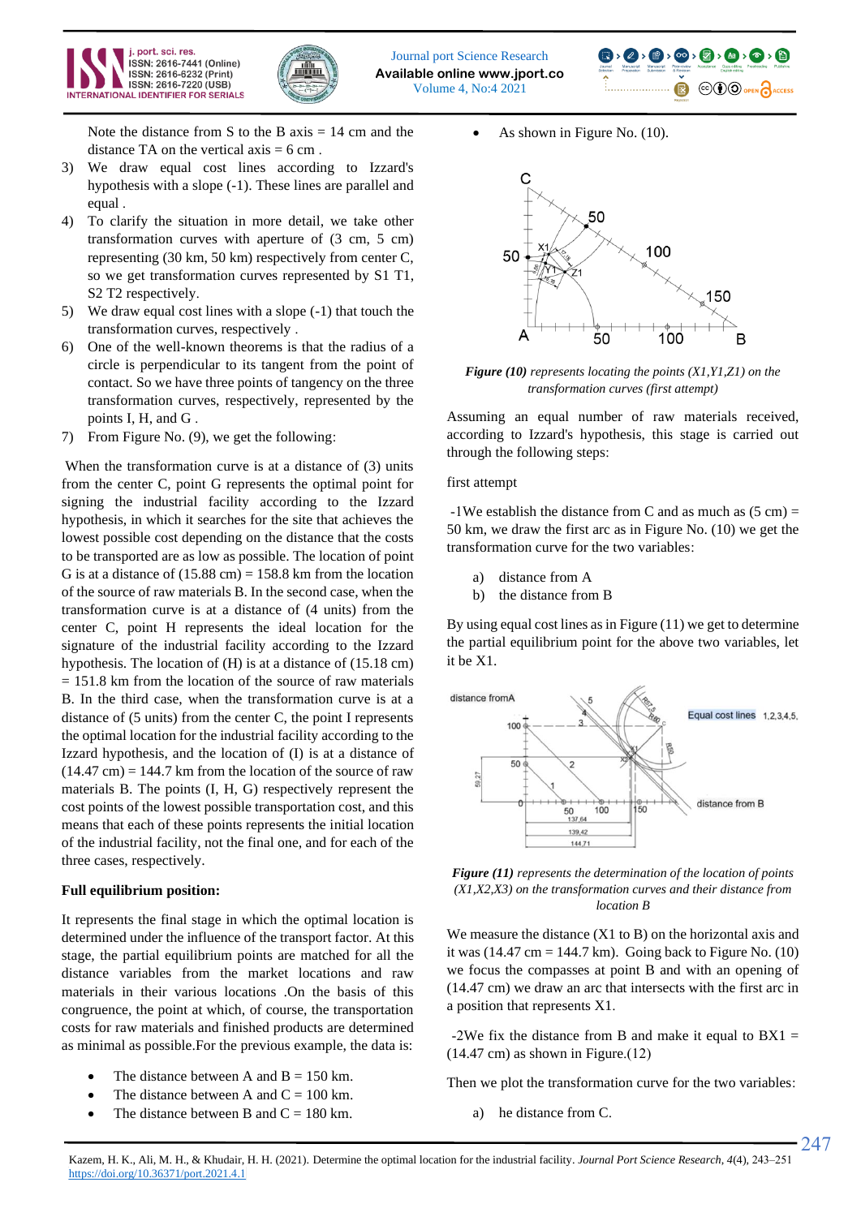Note the distance from S to the B axis = 14 cm and the distance TA on the vertical axis = 6 cm .

3) We draw equal cost lines according to Izzard's hypothesis with a slope (-1). These lines are parallel and equal .
4) To clarify the situation in more detail, we take other transformation curves with aperture of (3 cm, 5 cm) representing (30 km, 50 km) respectively from center C, so we get transformation curves represented by S1 T1, S2 T2 respectively.
5) We draw equal cost lines with a slope (-1) that touch the transformation curves, respectively .
6) One of the well-known theorems is that the radius of a circle is perpendicular to its tangent from the point of contact. So we have three points of tangency on the three transformation curves, respectively, represented by the points I, H, and G .
7) From Figure No. (9), we get the following:

When the transformation curve is at a distance of (3) units from the center C, point G represents the optimal point for signing the industrial facility according to the Izzard hypothesis, in which it searches for the site that achieves the lowest possible cost depending on the distance that the costs to be transported are as low as possible. The location of point G is at a distance of (15.88 cm) = 158.8 km from the location of the source of raw materials B. In the second case, when the transformation curve is at a distance of (4 units) from the center C, point H represents the ideal location for the signature of the industrial facility according to the Izzard hypothesis. The location of (H) is at a distance of (15.18 cm) = 151.8 km from the location of the source of raw materials B. In the third case, when the transformation curve is at a distance of (5 units) from the center C, the point I represents the optimal location for the industrial facility according to the Izzard hypothesis, and the location of (I) is at a distance of (14.47 cm) = 144.7 km from the location of the source of raw materials B. The points (I, H, G) respectively represent the cost points of the lowest possible transportation cost, and this means that each of these points represents the initial location of the industrial facility, not the final one, and for each of the three cases, respectively.

**Full equilibrium position:**

It represents the final stage in which the optimal location is determined under the influence of the transport factor. At this stage, the partial equilibrium points are matched for all the distance variables from the market locations and raw materials in their various locations .On the basis of this congruence, the point at which, of course, the transportation costs for raw materials and finished products are determined as minimal as possible.For the previous example, the data is:

- The distance between A and B = 150 km.
- The distance between A and C = 100 km.
- The distance between B and C = 180 km.
- As shown in Figure No. (10).

***Figure (10)*** *represents locating the points (X1,Y1,Z1) on the transformation curves (first attempt)*

Assuming an equal number of raw materials received, according to Izzard's hypothesis, this stage is carried out through the following steps:

first attempt

-1We establish the distance from C and as much as (5 cm) = 50 km, we draw the first arc as in Figure No. (10) we get the transformation curve for the two variables:

a) distance from A
b) the distance from B

By using equal cost lines as in Figure (11) we get to determine the partial equilibrium point for the above two variables, let it be X1.

***Figure (11)*** *represents the determination of the location of points (X1,X2,X3) on the transformation curves and their distance from location B*

We measure the distance (X1 to B) on the horizontal axis and it was (14.47 cm = 144.7 km). Going back to Figure No. (10) we focus the compasses at point B and with an opening of (14.47 cm) we draw an arc that intersects with the first arc in a position that represents X1.

-2We fix the distance from B and make it equal to BX1 = (14.47 cm) as shown in Figure.(12)

Then we plot the transformation curve for the two variables:

a) he distance from C.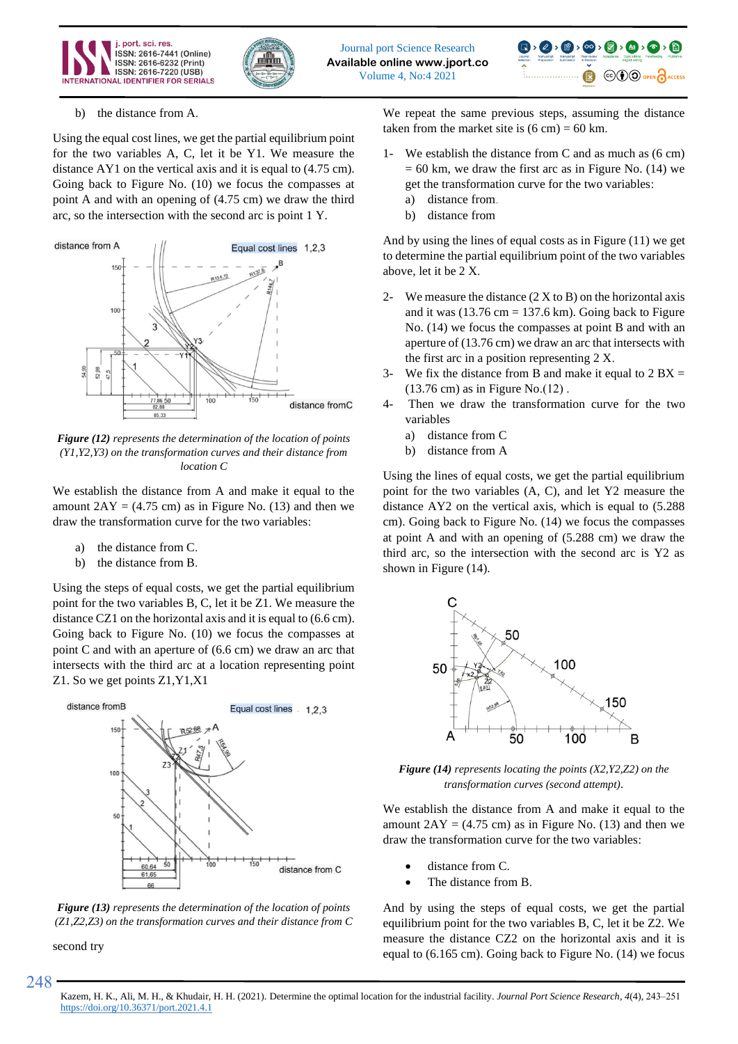b) the distance from A.

Using the equal cost lines, we get the partial equilibrium point for the two variables A, C, let it be Y1. We measure the distance AY1 on the vertical axis and it is equal to (4.75 cm). Going back to Figure No. (10) we focus the compasses at point A and with an opening of (4.75 cm) we draw the third arc, so the intersection with the second arc is point 1 Y.

***Figure (12)*** *represents the determination of the location of points (Y1,Y2,Y3) on the transformation curves and their distance from location C*

We establish the distance from A and make it equal to the amount 2AY = (4.75 cm) as in Figure No. (13) and then we draw the transformation curve for the two variables:

a) the distance from C.
b) the distance from B.

Using the steps of equal costs, we get the partial equilibrium point for the two variables B, C, let it be Z1. We measure the distance CZ1 on the horizontal axis and it is equal to (6.6 cm). Going back to Figure No. (10) we focus the compasses at point C and with an aperture of (6.6 cm) we draw an arc that intersects with the third arc at a location representing point Z1. So we get points Z1,Y1,X1

***Figure (13)*** *represents the determination of the location of points (Z1,Z2,Z3) on the transformation curves and their distance from C*

second try

We repeat the same previous steps, assuming the distance taken from the market site is (6 cm) = 60 km.

1- We establish the distance from C and as much as (6 cm) = 60 km, we draw the first arc as in Figure No. (14) we get the transformation curve for the two variables:
   a) distance from.
   b) distance from

And by using the lines of equal costs as in Figure (11) we get to determine the partial equilibrium point of the two variables above, let it be 2 X.

2- We measure the distance (2 X to B) on the horizontal axis and it was (13.76 cm = 137.6 km). Going back to Figure No. (14) we focus the compasses at point B and with an aperture of (13.76 cm) we draw an arc that intersects with the first arc in a position representing 2 X.
3- We fix the distance from B and make it equal to 2 BX = (13.76 cm) as in Figure No.(12) .
4- Then we draw the transformation curve for the two variables
   a) distance from C
   b) distance from A

Using the lines of equal costs, we get the partial equilibrium point for the two variables (A, C), and let Y2 measure the distance AY2 on the vertical axis, which is equal to (5.288 cm). Going back to Figure No. (14) we focus the compasses at point A and with an opening of (5.288 cm) we draw the third arc, so the intersection with the second arc is Y2 as shown in Figure (14).

***Figure (14)*** *represents locating the points (X2,Y2,Z2) on the transformation curves (second attempt).*

We establish the distance from A and make it equal to the amount 2AY = (4.75 cm) as in Figure No. (13) and then we draw the transformation curve for the two variables:

- distance from C.
- The distance from B.

And by using the steps of equal costs, we get the partial equilibrium point for the two variables B, C, let it be Z2. We measure the distance CZ2 on the horizontal axis and it is equal to (6.165 cm). Going back to Figure No. (14) we focus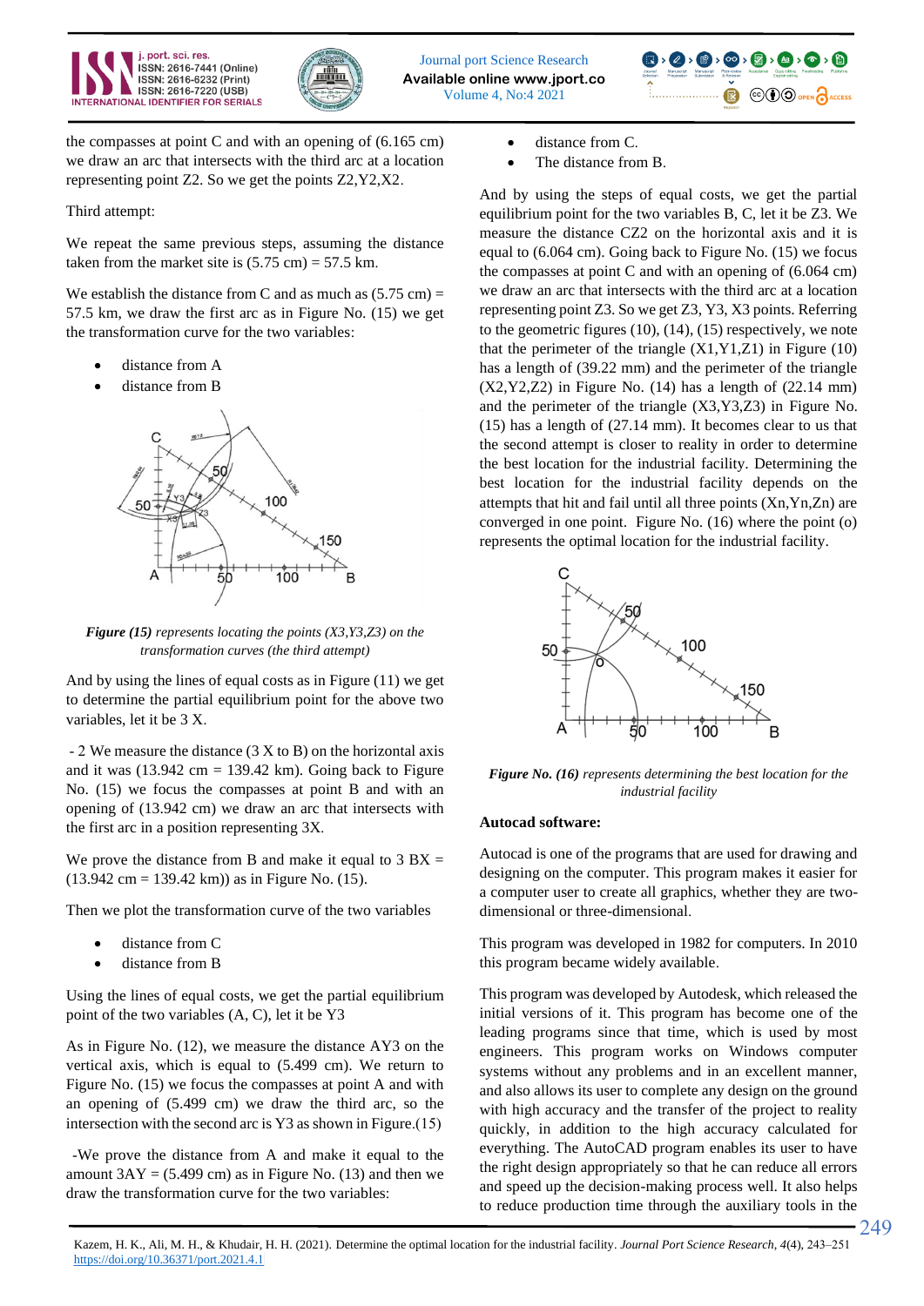the compasses at point C and with an opening of (6.165 cm) we draw an arc that intersects with the third arc at a location representing point Z2. So we get the points Z2,Y2,X2.

Third attempt:

We repeat the same previous steps, assuming the distance taken from the market site is (5.75 cm) = 57.5 km.

We establish the distance from C and as much as (5.75 cm) = 57.5 km, we draw the first arc as in Figure No. (15) we get the transformation curve for the two variables:

- distance from A
- distance from B

***Figure (15)*** *represents locating the points (X3,Y3,Z3) on the transformation curves (the third attempt)*

And by using the lines of equal costs as in Figure (11) we get to determine the partial equilibrium point for the above two variables, let it be 3 X.

- 2 We measure the distance (3 X to B) on the horizontal axis and it was (13.942 cm = 139.42 km). Going back to Figure No. (15) we focus the compasses at point B and with an opening of (13.942 cm) we draw an arc that intersects with the first arc in a position representing 3X.

We prove the distance from B and make it equal to 3 BX = (13.942 cm = 139.42 km)) as in Figure No. (15).

Then we plot the transformation curve of the two variables

- distance from C
- distance from B

Using the lines of equal costs, we get the partial equilibrium point of the two variables (A, C), let it be Y3

As in Figure No. (12), we measure the distance AY3 on the vertical axis, which is equal to (5.499 cm). We return to Figure No. (15) we focus the compasses at point A and with an opening of (5.499 cm) we draw the third arc, so the intersection with the second arc is Y3 as shown in Figure.(15)

-We prove the distance from A and make it equal to the amount 3AY = (5.499 cm) as in Figure No. (13) and then we draw the transformation curve for the two variables:

- distance from C.
- The distance from B.

And by using the steps of equal costs, we get the partial equilibrium point for the two variables B, C, let it be Z3. We measure the distance CZ2 on the horizontal axis and it is equal to (6.064 cm). Going back to Figure No. (15) we focus the compasses at point C and with an opening of (6.064 cm) we draw an arc that intersects with the third arc at a location representing point Z3. So we get Z3, Y3, X3 points. Referring to the geometric figures (10), (14), (15) respectively, we note that the perimeter of the triangle (X1,Y1,Z1) in Figure (10) has a length of (39.22 mm) and the perimeter of the triangle (X2,Y2,Z2) in Figure No. (14) has a length of (22.14 mm) and the perimeter of the triangle (X3,Y3,Z3) in Figure No. (15) has a length of (27.14 mm). It becomes clear to us that the second attempt is closer to reality in order to determine the best location for the industrial facility. Determining the best location for the industrial facility depends on the attempts that hit and fail until all three points (Xn,Yn,Zn) are converged in one point. Figure No. (16) where the point (o) represents the optimal location for the industrial facility.

***Figure No. (16)*** *represents determining the best location for the industrial facility*

**Autocad software:**

Autocad is one of the programs that are used for drawing and designing on the computer. This program makes it easier for a computer user to create all graphics, whether they are two-dimensional or three-dimensional.

This program was developed in 1982 for computers. In 2010 this program became widely available.

This program was developed by Autodesk, which released the initial versions of it. This program has become one of the leading programs since that time, which is used by most engineers. This program works on Windows computer systems without any problems and in an excellent manner, and also allows its user to complete any design on the ground with high accuracy and the transfer of the project to reality quickly, in addition to the high accuracy calculated for everything. The AutoCAD program enables its user to have the right design appropriately so that he can reduce all errors and speed up the decision-making process well. It also helps to reduce production time through the auxiliary tools in the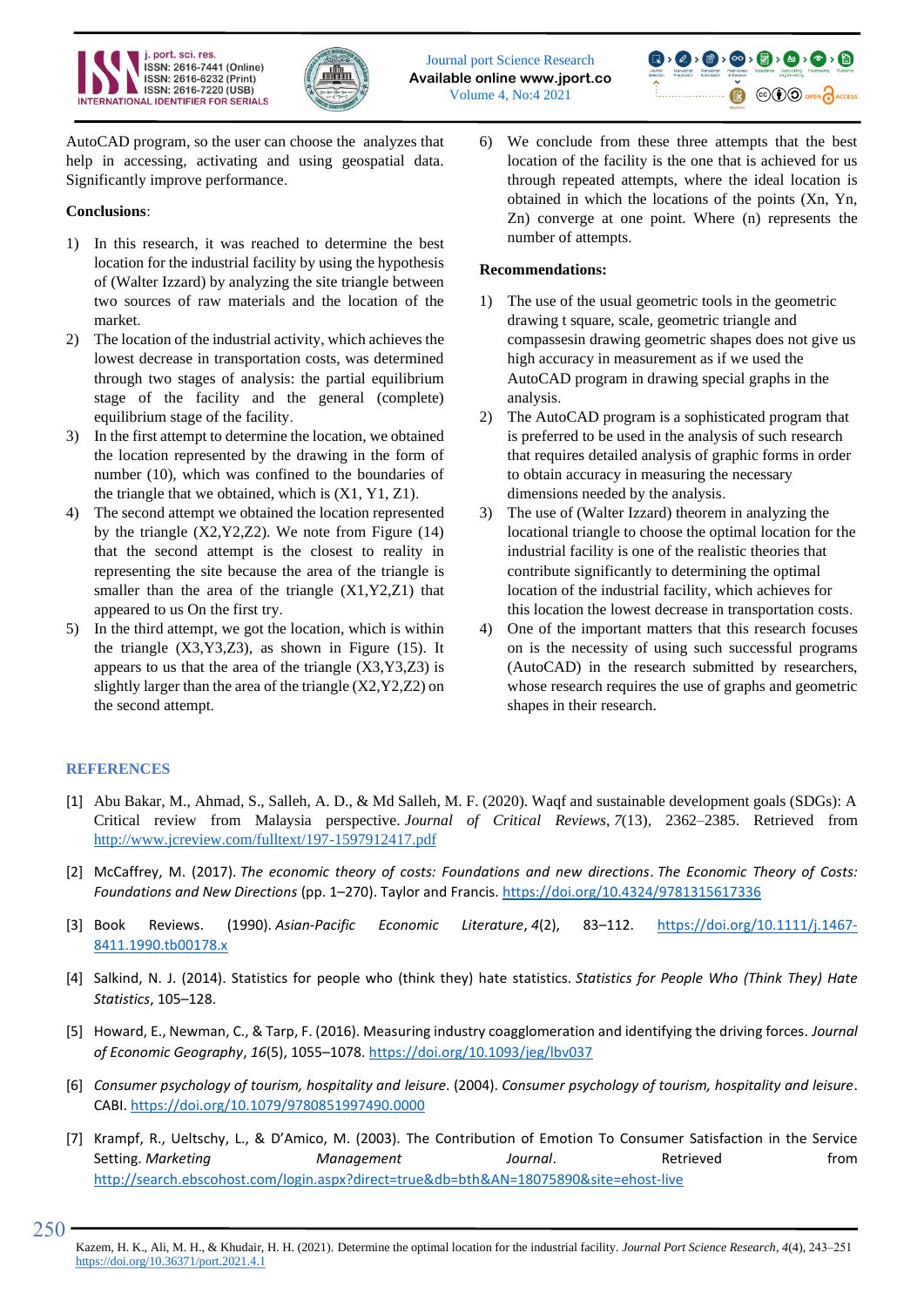AutoCAD program, so the user can choose the analyzes that help in accessing, activating and using geospatial data. Significantly improve performance.

**Conclusions**:

1) In this research, it was reached to determine the best location for the industrial facility by using the hypothesis of (Walter Izzard) by analyzing the site triangle between two sources of raw materials and the location of the market.
2) The location of the industrial activity, which achieves the lowest decrease in transportation costs, was determined through two stages of analysis: the partial equilibrium stage of the facility and the general (complete) equilibrium stage of the facility.
3) In the first attempt to determine the location, we obtained the location represented by the drawing in the form of number (10), which was confined to the boundaries of the triangle that we obtained, which is (X1, Y1, Z1).
4) The second attempt we obtained the location represented by the triangle (X2,Y2,Z2). We note from Figure (14) that the second attempt is the closest to reality in representing the site because the area of the triangle is smaller than the area of the triangle (X1,Y2,Z1) that appeared to us On the first try.
5) In the third attempt, we got the location, which is within the triangle (X3,Y3,Z3), as shown in Figure (15). It appears to us that the area of the triangle (X3,Y3,Z3) is slightly larger than the area of the triangle (X2,Y2,Z2) on the second attempt.
6) We conclude from these three attempts that the best location of the facility is the one that is achieved for us through repeated attempts, where the ideal location is obtained in which the locations of the points (Xn, Yn, Zn) converge at one point. Where (n) represents the number of attempts.

**Recommendations:**

1) The use of the usual geometric tools in the geometric drawing t square, scale, geometric triangle and compassesin drawing geometric shapes does not give us high accuracy in measurement as if we used the AutoCAD program in drawing special graphs in the analysis.
2) The AutoCAD program is a sophisticated program that is preferred to be used in the analysis of such research that requires detailed analysis of graphic forms in order to obtain accuracy in measuring the necessary dimensions needed by the analysis.
3) The use of (Walter Izzard) theorem in analyzing the locational triangle to choose the optimal location for the industrial facility is one of the realistic theories that contribute significantly to determining the optimal location of the industrial facility, which achieves for this location the lowest decrease in transportation costs.
4) One of the important matters that this research focuses on is the necessity of using such successful programs (AutoCAD) in the research submitted by researchers, whose research requires the use of graphs and geometric shapes in their research.

## REFERENCES

[1] Abu Bakar, M., Ahmad, S., Salleh, A. D., & Md Salleh, M. F. (2020). Waqf and sustainable development goals (SDGs): A Critical review from Malaysia perspective. *Journal of Critical Reviews*, *7*(13), 2362–2385. Retrieved from http://www.jcreview.com/fulltext/197-1597912417.pdf

[2] McCaffrey, M. (2017). *The economic theory of costs: Foundations and new directions*. *The Economic Theory of Costs: Foundations and New Directions* (pp. 1–270). Taylor and Francis. https://doi.org/10.4324/9781315617336

[3] Book Reviews. (1990). *Asian-Pacific Economic Literature*, *4*(2), 83–112. https://doi.org/10.1111/j.1467-8411.1990.tb00178.x

[4] Salkind, N. J. (2014). Statistics for people who (think they) hate statistics. *Statistics for People Who (Think They) Hate Statistics*, 105–128.

[5] Howard, E., Newman, C., & Tarp, F. (2016). Measuring industry coagglomeration and identifying the driving forces. *Journal of Economic Geography*, *16*(5), 1055–1078. https://doi.org/10.1093/jeg/lbv037

[6] *Consumer psychology of tourism, hospitality and leisure*. (2004). *Consumer psychology of tourism, hospitality and leisure*. CABI. https://doi.org/10.1079/9780851997490.0000

[7] Krampf, R., Ueltschy, L., & D'Amico, M. (2003). The Contribution of Emotion To Consumer Satisfaction in the Service Setting. *Marketing Management Journal*. Retrieved from http://search.ebscohost.com/login.aspx?direct=true&db=bth&AN=18075890&site=ehost-live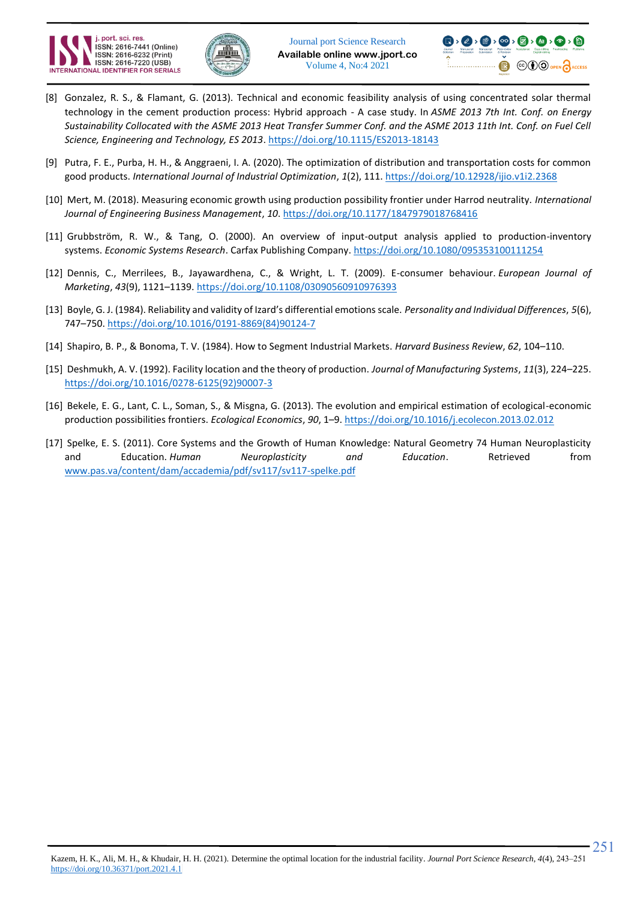[8] Gonzalez, R. S., & Flamant, G. (2013). Technical and economic feasibility analysis of using concentrated solar thermal technology in the cement production process: Hybrid approach - A case study. In *ASME 2013 7th Int. Conf. on Energy Sustainability Collocated with the ASME 2013 Heat Transfer Summer Conf. and the ASME 2013 11th Int. Conf. on Fuel Cell Science, Engineering and Technology, ES 2013*. https://doi.org/10.1115/ES2013-18143

[9] Putra, F. E., Purba, H. H., & Anggraeni, I. A. (2020). The optimization of distribution and transportation costs for common good products. *International Journal of Industrial Optimization*, *1*(2), 111. https://doi.org/10.12928/ijio.v1i2.2368

[10] Mert, M. (2018). Measuring economic growth using production possibility frontier under Harrod neutrality. *International Journal of Engineering Business Management*, *10*. https://doi.org/10.1177/1847979018768416

[11] Grubbström, R. W., & Tang, O. (2000). An overview of input-output analysis applied to production-inventory systems. *Economic Systems Research*. Carfax Publishing Company. https://doi.org/10.1080/095353100111254

[12] Dennis, C., Merrilees, B., Jayawardhena, C., & Wright, L. T. (2009). E-consumer behaviour. *European Journal of Marketing*, *43*(9), 1121–1139. https://doi.org/10.1108/03090560910976393

[13] Boyle, G. J. (1984). Reliability and validity of Izard's differential emotions scale. *Personality and Individual Differences*, *5*(6), 747–750. https://doi.org/10.1016/0191-8869(84)90124-7

[14] Shapiro, B. P., & Bonoma, T. V. (1984). How to Segment Industrial Markets. *Harvard Business Review*, *62*, 104–110.

[15] Deshmukh, A. V. (1992). Facility location and the theory of production. *Journal of Manufacturing Systems*, *11*(3), 224–225. https://doi.org/10.1016/0278-6125(92)90007-3

[16] Bekele, E. G., Lant, C. L., Soman, S., & Misgna, G. (2013). The evolution and empirical estimation of ecological-economic production possibilities frontiers. *Ecological Economics*, *90*, 1–9. https://doi.org/10.1016/j.ecolecon.2013.02.012

[17] Spelke, E. S. (2011). Core Systems and the Growth of Human Knowledge: Natural Geometry 74 Human Neuroplasticity and Education. *Human Neuroplasticity and Education*. Retrieved from www.pas.va/content/dam/accademia/pdf/sv117/sv117-spelke.pdf